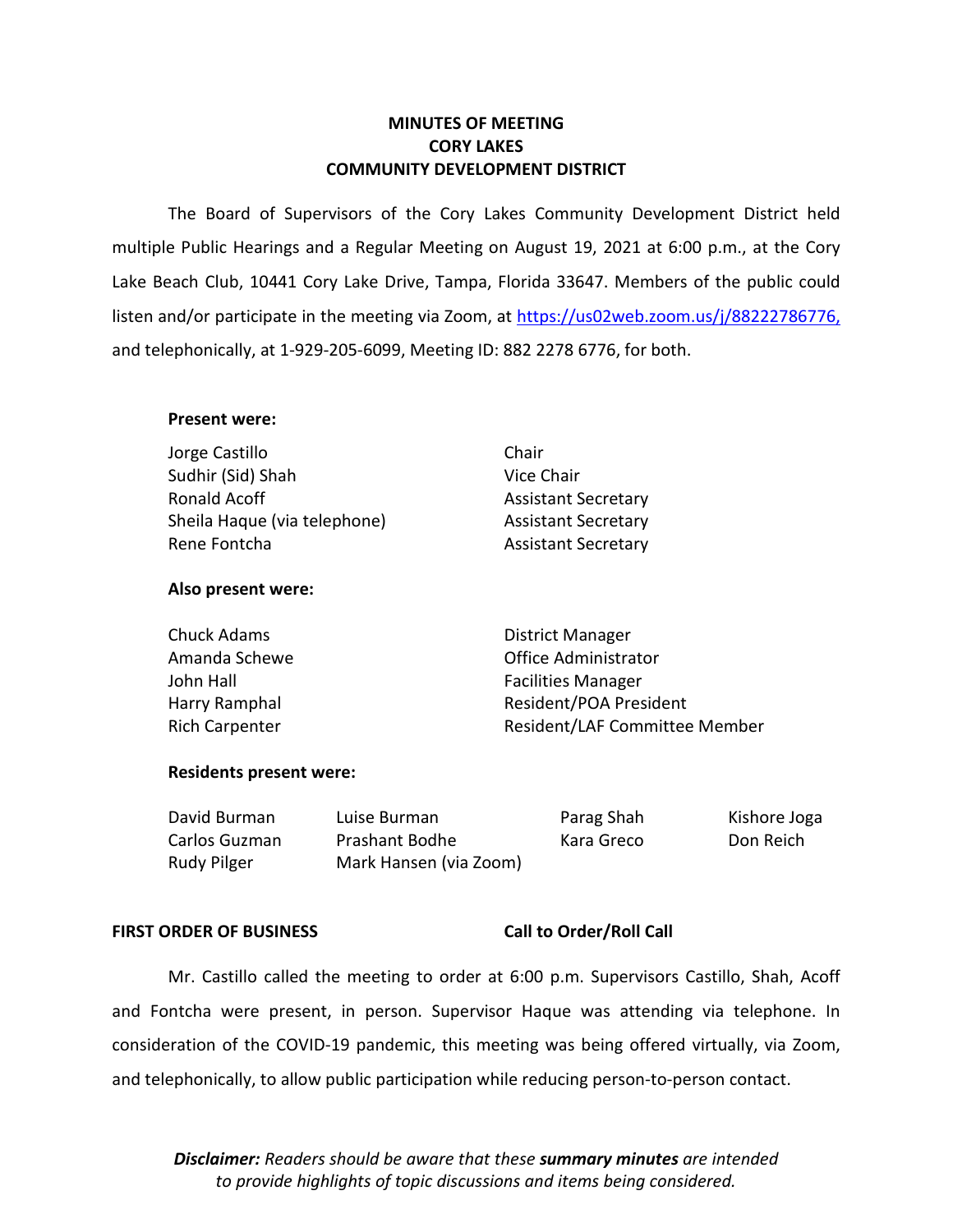# MINUTES OF MEETING
# CORY LAKES
# COMMUNITY DEVELOPMENT DISTRICT

The Board of Supervisors of the Cory Lakes Community Development District held multiple Public Hearings and a Regular Meeting on August 19, 2021 at 6:00 p.m., at the Cory Lake Beach Club, 10441 Cory Lake Drive, Tampa, Florida 33647. Members of the public could listen and/or participate in the meeting via Zoom, at https://us02web.zoom.us/j/88222786776, and telephonically, at 1-929-205-6099, Meeting ID: 882 2278 6776, for both.

**Present were:**

| | |
|---|---|
| Jorge Castillo | Chair |
| Sudhir (Sid) Shah | Vice Chair |
| Ronald Acoff | Assistant Secretary |
| Sheila Haque (via telephone) | Assistant Secretary |
| Rene Fontcha | Assistant Secretary |

**Also present were:**

| | |
|---|---|
| Chuck Adams | District Manager |
| Amanda Schewe | Office Administrator |
| John Hall | Facilities Manager |
| Harry Ramphal | Resident/POA President |
| Rich Carpenter | Resident/LAF Committee Member |

**Residents present were:**

| | | | |
|---|---|---|---|
| David Burman | Luise Burman | Parag Shah | Kishore Joga |
| Carlos Guzman | Prashant Bodhe | Kara Greco | Don Reich |
| Rudy Pilger | Mark Hansen (via Zoom) | | |

**FIRST ORDER OF BUSINESS** **Call to Order/Roll Call**

Mr. Castillo called the meeting to order at 6:00 p.m. Supervisors Castillo, Shah, Acoff and Fontcha were present, in person. Supervisor Haque was attending via telephone. In consideration of the COVID-19 pandemic, this meeting was being offered virtually, via Zoom, and telephonically, to allow public participation while reducing person-to-person contact.

***Disclaimer:*** *Readers should be aware that these* ***summary minutes*** *are intended to provide highlights of topic discussions and items being considered.*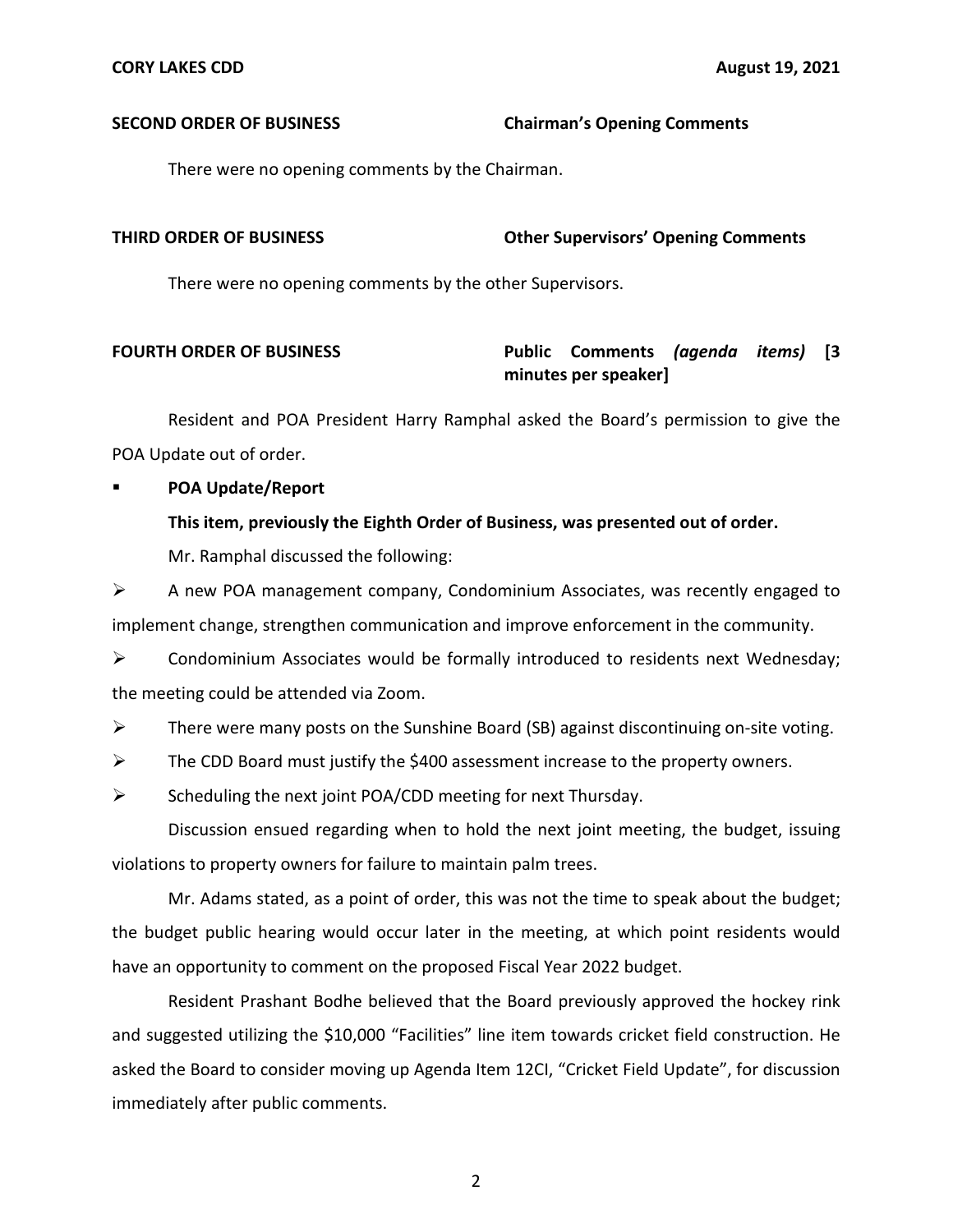**SECOND ORDER OF BUSINESS** **Chairman's Opening Comments**

There were no opening comments by the Chairman.

**THIRD ORDER OF BUSINESS** **Other Supervisors' Opening Comments**

There were no opening comments by the other Supervisors.

**FOURTH ORDER OF BUSINESS** **Public Comments *(agenda items)* [3 minutes per speaker]**

Resident and POA President Harry Ramphal asked the Board's permission to give the POA Update out of order.

- **POA Update/Report**

  **This item, previously the Eighth Order of Business, was presented out of order.**

  Mr. Ramphal discussed the following:

➢ A new POA management company, Condominium Associates, was recently engaged to implement change, strengthen communication and improve enforcement in the community.

➢ Condominium Associates would be formally introduced to residents next Wednesday; the meeting could be attended via Zoom.

➢ There were many posts on the Sunshine Board (SB) against discontinuing on-site voting.

➢ The CDD Board must justify the $400 assessment increase to the property owners.

➢ Scheduling the next joint POA/CDD meeting for next Thursday.

Discussion ensued regarding when to hold the next joint meeting, the budget, issuing violations to property owners for failure to maintain palm trees.

Mr. Adams stated, as a point of order, this was not the time to speak about the budget; the budget public hearing would occur later in the meeting, at which point residents would have an opportunity to comment on the proposed Fiscal Year 2022 budget.

Resident Prashant Bodhe believed that the Board previously approved the hockey rink and suggested utilizing the $10,000 "Facilities" line item towards cricket field construction. He asked the Board to consider moving up Agenda Item 12CI, "Cricket Field Update", for discussion immediately after public comments.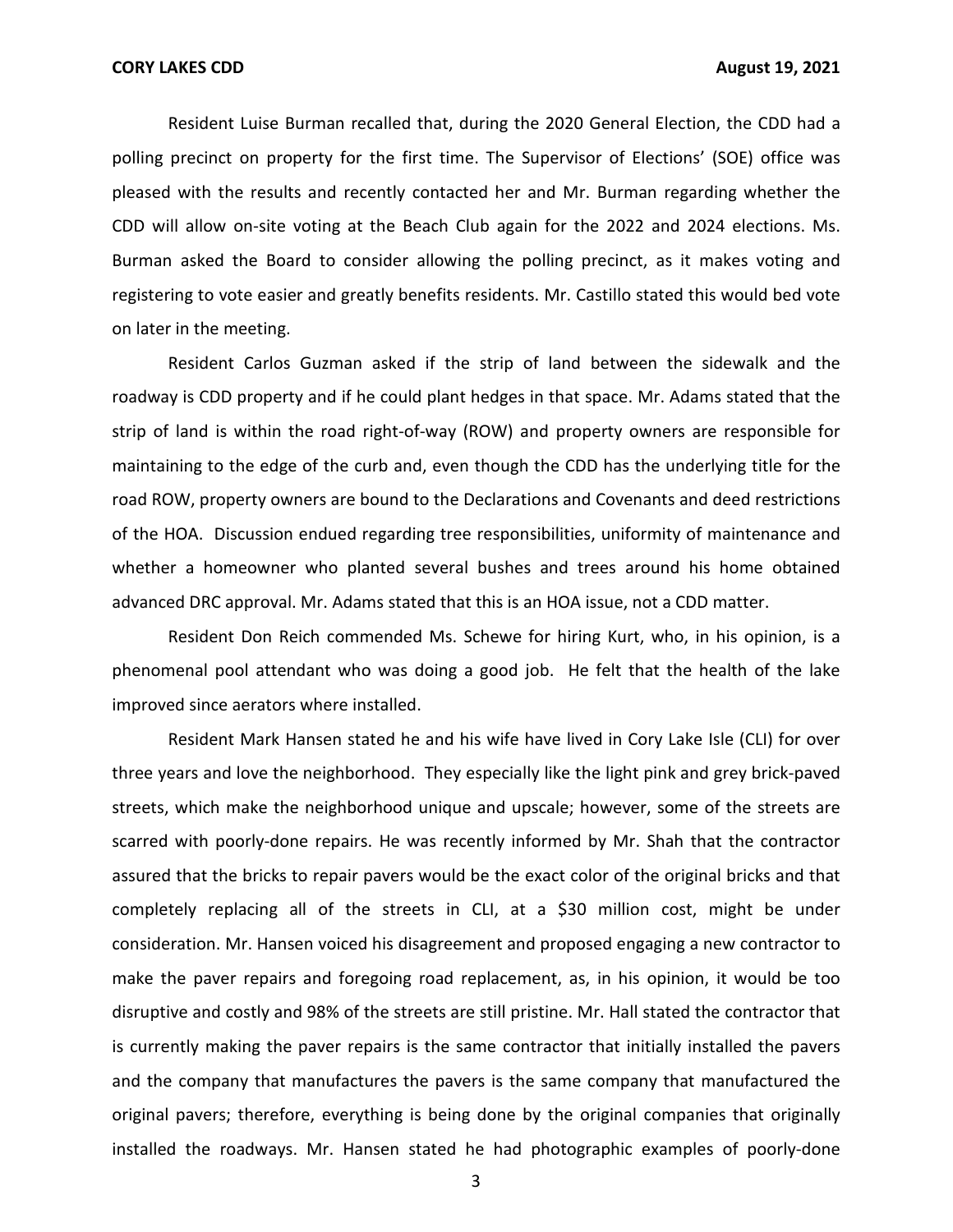Resident Luise Burman recalled that, during the 2020 General Election, the CDD had a polling precinct on property for the first time. The Supervisor of Elections' (SOE) office was pleased with the results and recently contacted her and Mr. Burman regarding whether the CDD will allow on-site voting at the Beach Club again for the 2022 and 2024 elections. Ms. Burman asked the Board to consider allowing the polling precinct, as it makes voting and registering to vote easier and greatly benefits residents. Mr. Castillo stated this would bed vote on later in the meeting.

Resident Carlos Guzman asked if the strip of land between the sidewalk and the roadway is CDD property and if he could plant hedges in that space. Mr. Adams stated that the strip of land is within the road right-of-way (ROW) and property owners are responsible for maintaining to the edge of the curb and, even though the CDD has the underlying title for the road ROW, property owners are bound to the Declarations and Covenants and deed restrictions of the HOA. Discussion endued regarding tree responsibilities, uniformity of maintenance and whether a homeowner who planted several bushes and trees around his home obtained advanced DRC approval. Mr. Adams stated that this is an HOA issue, not a CDD matter.

Resident Don Reich commended Ms. Schewe for hiring Kurt, who, in his opinion, is a phenomenal pool attendant who was doing a good job. He felt that the health of the lake improved since aerators where installed.

Resident Mark Hansen stated he and his wife have lived in Cory Lake Isle (CLI) for over three years and love the neighborhood. They especially like the light pink and grey brick-paved streets, which make the neighborhood unique and upscale; however, some of the streets are scarred with poorly-done repairs. He was recently informed by Mr. Shah that the contractor assured that the bricks to repair pavers would be the exact color of the original bricks and that completely replacing all of the streets in CLI, at a $30 million cost, might be under consideration. Mr. Hansen voiced his disagreement and proposed engaging a new contractor to make the paver repairs and foregoing road replacement, as, in his opinion, it would be too disruptive and costly and 98% of the streets are still pristine. Mr. Hall stated the contractor that is currently making the paver repairs is the same contractor that initially installed the pavers and the company that manufactures the pavers is the same company that manufactured the original pavers; therefore, everything is being done by the original companies that originally installed the roadways. Mr. Hansen stated he had photographic examples of poorly-done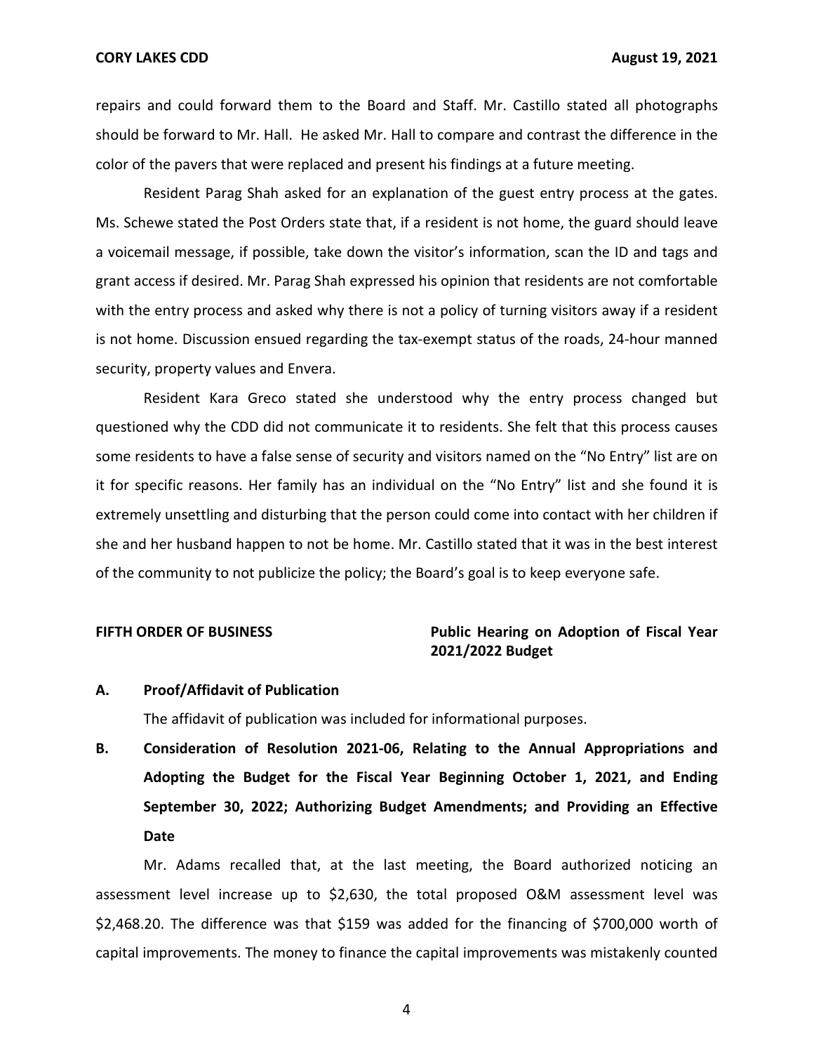repairs and could forward them to the Board and Staff. Mr. Castillo stated all photographs should be forward to Mr. Hall. He asked Mr. Hall to compare and contrast the difference in the color of the pavers that were replaced and present his findings at a future meeting.

Resident Parag Shah asked for an explanation of the guest entry process at the gates. Ms. Schewe stated the Post Orders state that, if a resident is not home, the guard should leave a voicemail message, if possible, take down the visitor's information, scan the ID and tags and grant access if desired. Mr. Parag Shah expressed his opinion that residents are not comfortable with the entry process and asked why there is not a policy of turning visitors away if a resident is not home. Discussion ensued regarding the tax-exempt status of the roads, 24-hour manned security, property values and Envera.

Resident Kara Greco stated she understood why the entry process changed but questioned why the CDD did not communicate it to residents. She felt that this process causes some residents to have a false sense of security and visitors named on the "No Entry" list are on it for specific reasons. Her family has an individual on the "No Entry" list and she found it is extremely unsettling and disturbing that the person could come into contact with her children if she and her husband happen to not be home. Mr. Castillo stated that it was in the best interest of the community to not publicize the policy; the Board's goal is to keep everyone safe.

**FIFTH ORDER OF BUSINESS** **Public Hearing on Adoption of Fiscal Year 2021/2022 Budget**

**A. Proof/Affidavit of Publication**

The affidavit of publication was included for informational purposes.

**B. Consideration of Resolution 2021-06, Relating to the Annual Appropriations and Adopting the Budget for the Fiscal Year Beginning October 1, 2021, and Ending September 30, 2022; Authorizing Budget Amendments; and Providing an Effective Date**

Mr. Adams recalled that, at the last meeting, the Board authorized noticing an assessment level increase up to $2,630, the total proposed O&M assessment level was $2,468.20. The difference was that $159 was added for the financing of $700,000 worth of capital improvements. The money to finance the capital improvements was mistakenly counted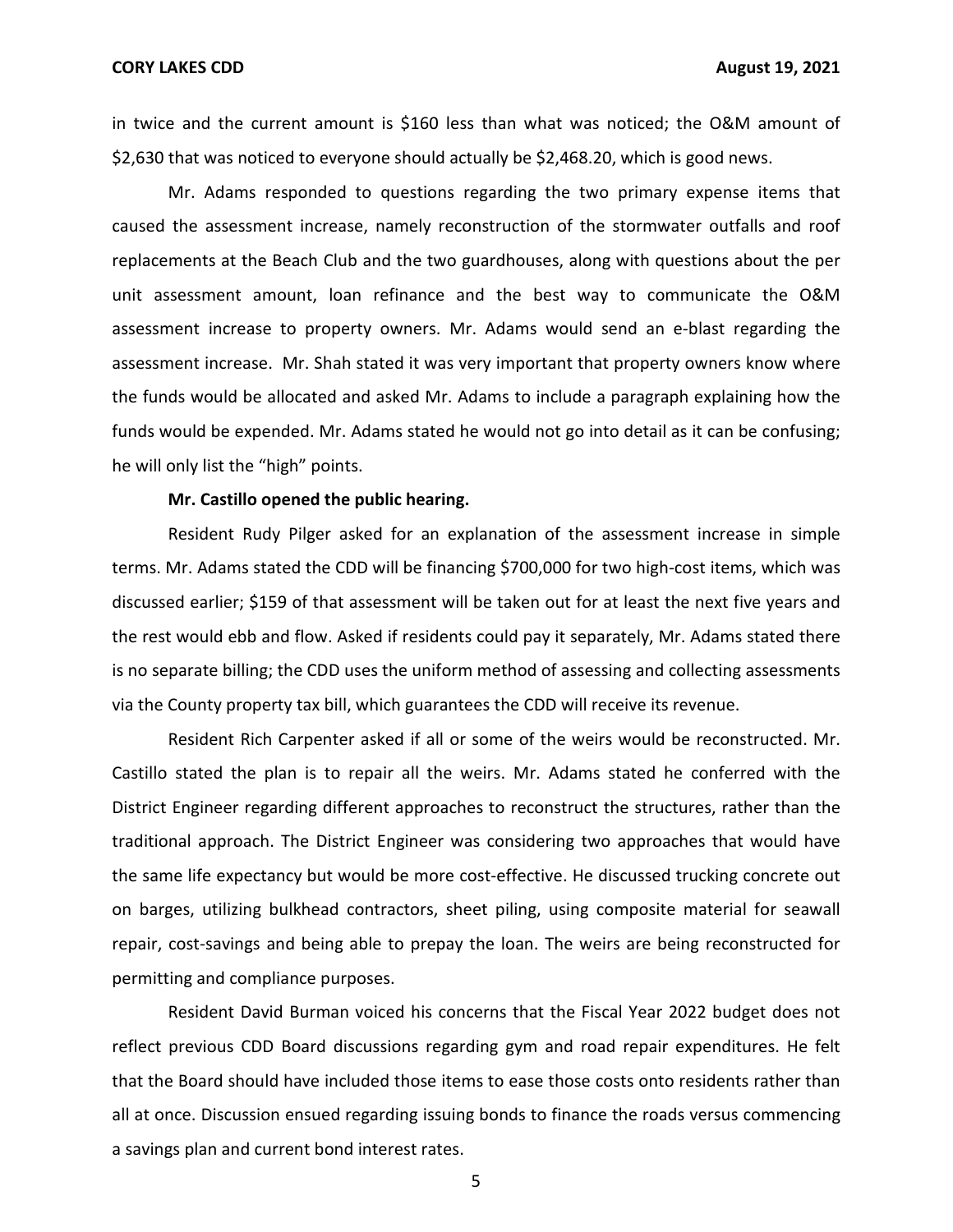in twice and the current amount is $160 less than what was noticed; the O&M amount of $2,630 that was noticed to everyone should actually be $2,468.20, which is good news.

Mr. Adams responded to questions regarding the two primary expense items that caused the assessment increase, namely reconstruction of the stormwater outfalls and roof replacements at the Beach Club and the two guardhouses, along with questions about the per unit assessment amount, loan refinance and the best way to communicate the O&M assessment increase to property owners. Mr. Adams would send an e-blast regarding the assessment increase. Mr. Shah stated it was very important that property owners know where the funds would be allocated and asked Mr. Adams to include a paragraph explaining how the funds would be expended. Mr. Adams stated he would not go into detail as it can be confusing; he will only list the "high" points.

**Mr. Castillo opened the public hearing.**

Resident Rudy Pilger asked for an explanation of the assessment increase in simple terms. Mr. Adams stated the CDD will be financing $700,000 for two high-cost items, which was discussed earlier; $159 of that assessment will be taken out for at least the next five years and the rest would ebb and flow. Asked if residents could pay it separately, Mr. Adams stated there is no separate billing; the CDD uses the uniform method of assessing and collecting assessments via the County property tax bill, which guarantees the CDD will receive its revenue.

Resident Rich Carpenter asked if all or some of the weirs would be reconstructed. Mr. Castillo stated the plan is to repair all the weirs. Mr. Adams stated he conferred with the District Engineer regarding different approaches to reconstruct the structures, rather than the traditional approach. The District Engineer was considering two approaches that would have the same life expectancy but would be more cost-effective. He discussed trucking concrete out on barges, utilizing bulkhead contractors, sheet piling, using composite material for seawall repair, cost-savings and being able to prepay the loan. The weirs are being reconstructed for permitting and compliance purposes.

Resident David Burman voiced his concerns that the Fiscal Year 2022 budget does not reflect previous CDD Board discussions regarding gym and road repair expenditures. He felt that the Board should have included those items to ease those costs onto residents rather than all at once. Discussion ensued regarding issuing bonds to finance the roads versus commencing a savings plan and current bond interest rates.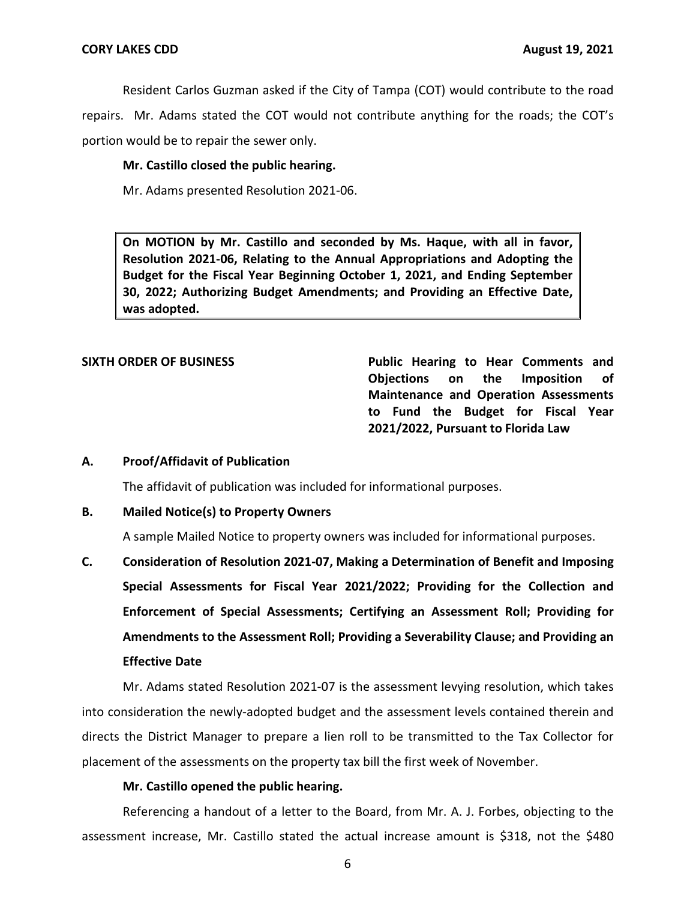Resident Carlos Guzman asked if the City of Tampa (COT) would contribute to the road repairs. Mr. Adams stated the COT would not contribute anything for the roads; the COT's portion would be to repair the sewer only.

**Mr. Castillo closed the public hearing.**

Mr. Adams presented Resolution 2021-06.

> **On MOTION by Mr. Castillo and seconded by Ms. Haque, with all in favor, Resolution 2021-06, Relating to the Annual Appropriations and Adopting the Budget for the Fiscal Year Beginning October 1, 2021, and Ending September 30, 2022; Authorizing Budget Amendments; and Providing an Effective Date, was adopted.**

**SIXTH ORDER OF BUSINESS** — **Public Hearing to Hear Comments and Objections on the Imposition of Maintenance and Operation Assessments to Fund the Budget for Fiscal Year 2021/2022, Pursuant to Florida Law**

**A. Proof/Affidavit of Publication**

The affidavit of publication was included for informational purposes.

**B. Mailed Notice(s) to Property Owners**

A sample Mailed Notice to property owners was included for informational purposes.

**C. Consideration of Resolution 2021-07, Making a Determination of Benefit and Imposing Special Assessments for Fiscal Year 2021/2022; Providing for the Collection and Enforcement of Special Assessments; Certifying an Assessment Roll; Providing for Amendments to the Assessment Roll; Providing a Severability Clause; and Providing an Effective Date**

Mr. Adams stated Resolution 2021-07 is the assessment levying resolution, which takes into consideration the newly-adopted budget and the assessment levels contained therein and directs the District Manager to prepare a lien roll to be transmitted to the Tax Collector for placement of the assessments on the property tax bill the first week of November.

**Mr. Castillo opened the public hearing.**

Referencing a handout of a letter to the Board, from Mr. A. J. Forbes, objecting to the assessment increase, Mr. Castillo stated the actual increase amount is $318, not the $480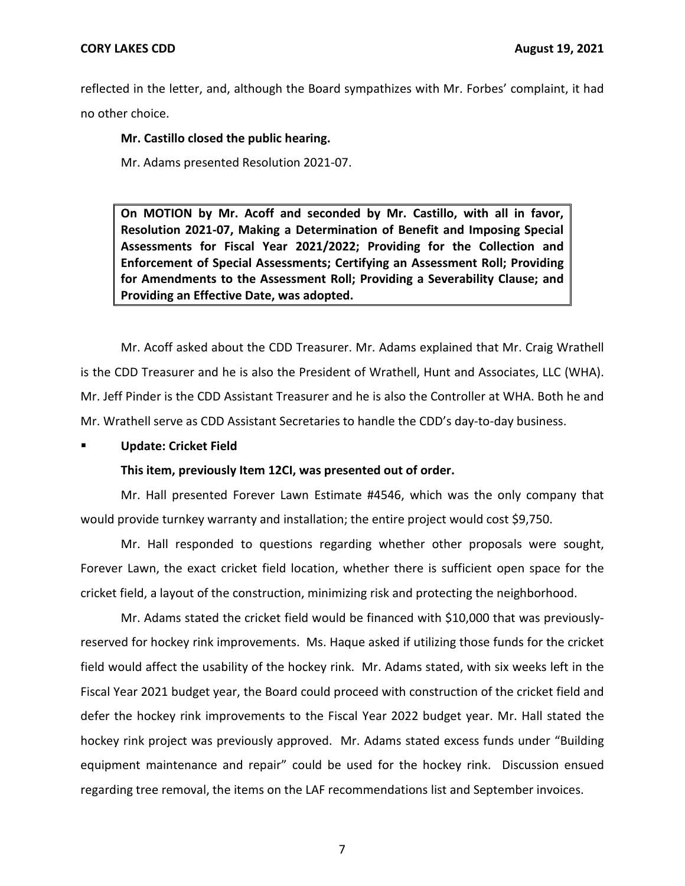reflected in the letter, and, although the Board sympathizes with Mr. Forbes' complaint, it had no other choice.

**Mr. Castillo closed the public hearing.**

Mr. Adams presented Resolution 2021-07.

> **On MOTION by Mr. Acoff and seconded by Mr. Castillo, with all in favor, Resolution 2021-07, Making a Determination of Benefit and Imposing Special Assessments for Fiscal Year 2021/2022; Providing for the Collection and Enforcement of Special Assessments; Certifying an Assessment Roll; Providing for Amendments to the Assessment Roll; Providing a Severability Clause; and Providing an Effective Date, was adopted.**

Mr. Acoff asked about the CDD Treasurer. Mr. Adams explained that Mr. Craig Wrathell is the CDD Treasurer and he is also the President of Wrathell, Hunt and Associates, LLC (WHA). Mr. Jeff Pinder is the CDD Assistant Treasurer and he is also the Controller at WHA. Both he and Mr. Wrathell serve as CDD Assistant Secretaries to handle the CDD's day-to-day business.

- **Update: Cricket Field**

**This item, previously Item 12CI, was presented out of order.**

Mr. Hall presented Forever Lawn Estimate #4546, which was the only company that would provide turnkey warranty and installation; the entire project would cost $9,750.

Mr. Hall responded to questions regarding whether other proposals were sought, Forever Lawn, the exact cricket field location, whether there is sufficient open space for the cricket field, a layout of the construction, minimizing risk and protecting the neighborhood.

Mr. Adams stated the cricket field would be financed with $10,000 that was previously-reserved for hockey rink improvements. Ms. Haque asked if utilizing those funds for the cricket field would affect the usability of the hockey rink. Mr. Adams stated, with six weeks left in the Fiscal Year 2021 budget year, the Board could proceed with construction of the cricket field and defer the hockey rink improvements to the Fiscal Year 2022 budget year. Mr. Hall stated the hockey rink project was previously approved. Mr. Adams stated excess funds under "Building equipment maintenance and repair" could be used for the hockey rink. Discussion ensued regarding tree removal, the items on the LAF recommendations list and September invoices.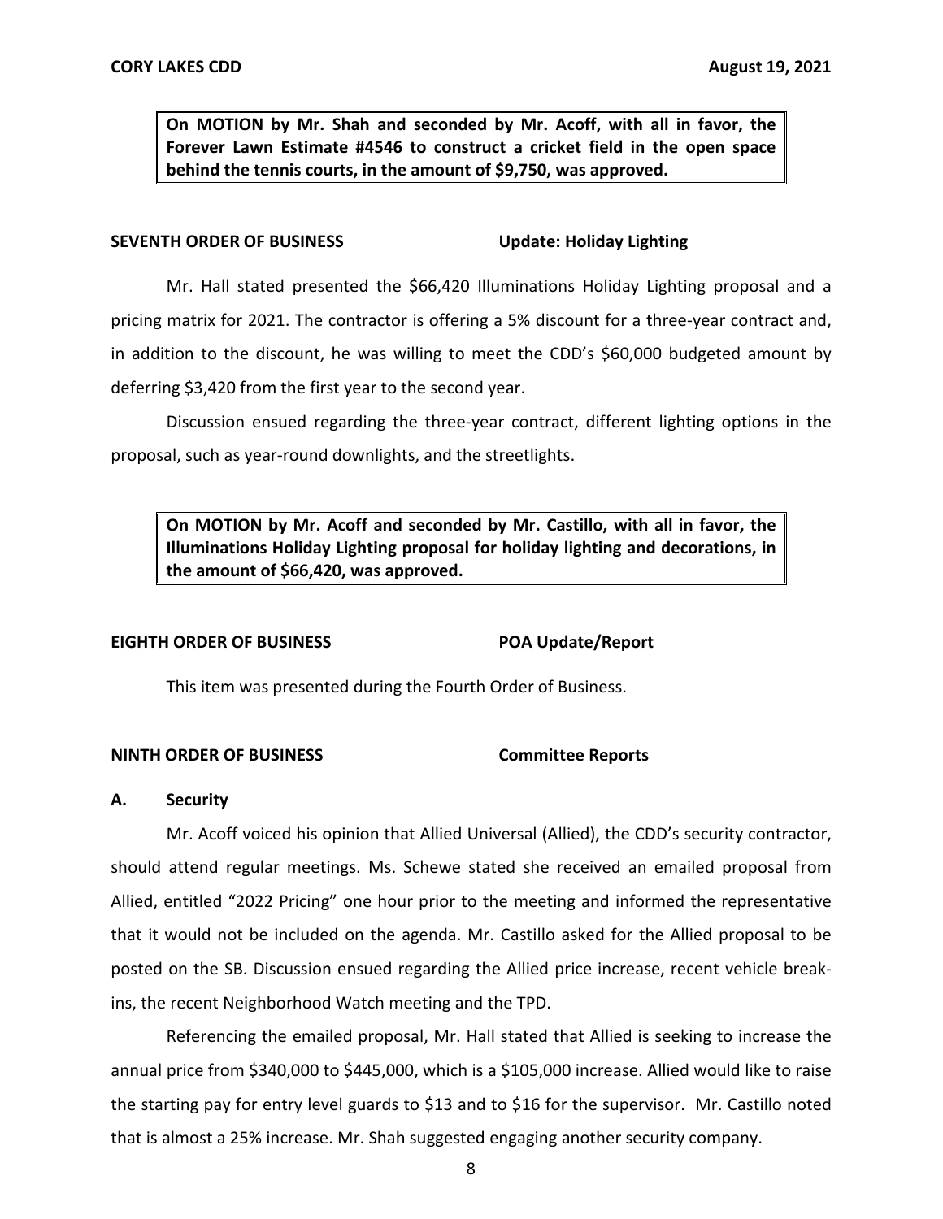**On MOTION by Mr. Shah and seconded by Mr. Acoff, with all in favor, the Forever Lawn Estimate #4546 to construct a cricket field in the open space behind the tennis courts, in the amount of $9,750, was approved.**

**SEVENTH ORDER OF BUSINESS** **Update: Holiday Lighting**

Mr. Hall stated presented the $66,420 Illuminations Holiday Lighting proposal and a pricing matrix for 2021. The contractor is offering a 5% discount for a three-year contract and, in addition to the discount, he was willing to meet the CDD's $60,000 budgeted amount by deferring $3,420 from the first year to the second year.

Discussion ensued regarding the three-year contract, different lighting options in the proposal, such as year-round downlights, and the streetlights.

**On MOTION by Mr. Acoff and seconded by Mr. Castillo, with all in favor, the Illuminations Holiday Lighting proposal for holiday lighting and decorations, in the amount of $66,420, was approved.**

**EIGHTH ORDER OF BUSINESS** **POA Update/Report**

This item was presented during the Fourth Order of Business.

**NINTH ORDER OF BUSINESS** **Committee Reports**

**A. Security**

Mr. Acoff voiced his opinion that Allied Universal (Allied), the CDD's security contractor, should attend regular meetings. Ms. Schewe stated she received an emailed proposal from Allied, entitled "2022 Pricing" one hour prior to the meeting and informed the representative that it would not be included on the agenda. Mr. Castillo asked for the Allied proposal to be posted on the SB. Discussion ensued regarding the Allied price increase, recent vehicle break-ins, the recent Neighborhood Watch meeting and the TPD.

Referencing the emailed proposal, Mr. Hall stated that Allied is seeking to increase the annual price from $340,000 to $445,000, which is a $105,000 increase. Allied would like to raise the starting pay for entry level guards to $13 and to $16 for the supervisor. Mr. Castillo noted that is almost a 25% increase. Mr. Shah suggested engaging another security company.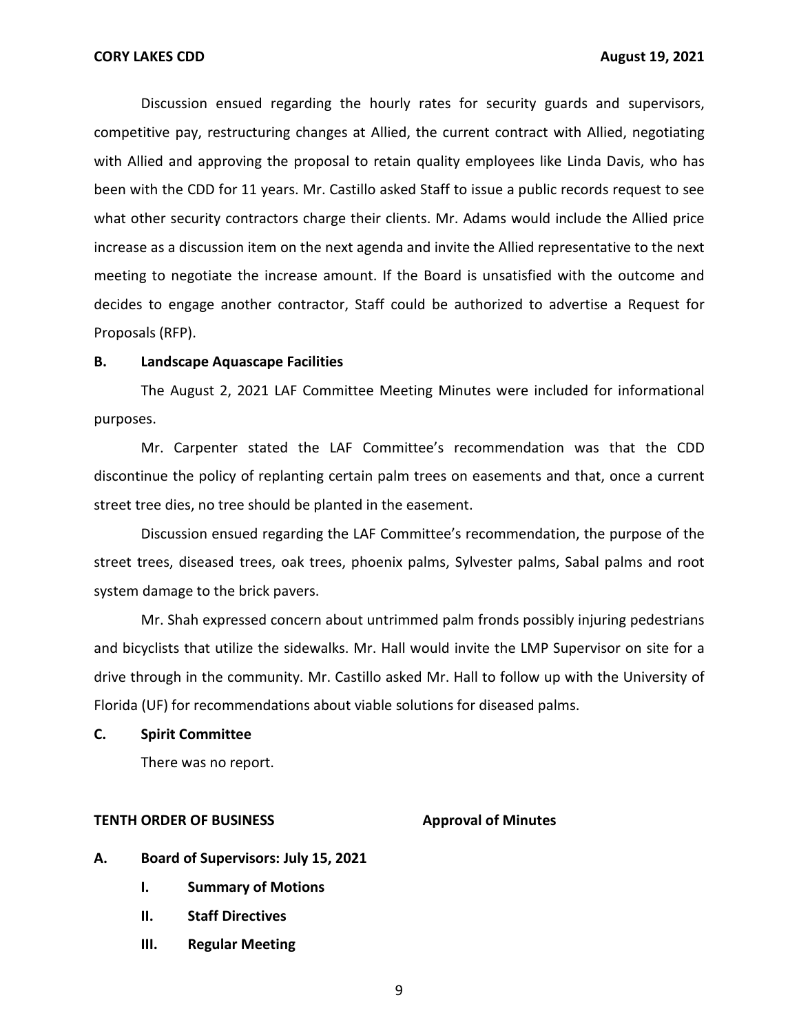Discussion ensued regarding the hourly rates for security guards and supervisors, competitive pay, restructuring changes at Allied, the current contract with Allied, negotiating with Allied and approving the proposal to retain quality employees like Linda Davis, who has been with the CDD for 11 years. Mr. Castillo asked Staff to issue a public records request to see what other security contractors charge their clients. Mr. Adams would include the Allied price increase as a discussion item on the next agenda and invite the Allied representative to the next meeting to negotiate the increase amount. If the Board is unsatisfied with the outcome and decides to engage another contractor, Staff could be authorized to advertise a Request for Proposals (RFP).

**B. Landscape Aquascape Facilities**

The August 2, 2021 LAF Committee Meeting Minutes were included for informational purposes.

Mr. Carpenter stated the LAF Committee's recommendation was that the CDD discontinue the policy of replanting certain palm trees on easements and that, once a current street tree dies, no tree should be planted in the easement.

Discussion ensued regarding the LAF Committee's recommendation, the purpose of the street trees, diseased trees, oak trees, phoenix palms, Sylvester palms, Sabal palms and root system damage to the brick pavers.

Mr. Shah expressed concern about untrimmed palm fronds possibly injuring pedestrians and bicyclists that utilize the sidewalks. Mr. Hall would invite the LMP Supervisor on site for a drive through in the community. Mr. Castillo asked Mr. Hall to follow up with the University of Florida (UF) for recommendations about viable solutions for diseased palms.

**C. Spirit Committee**

There was no report.

**TENTH ORDER OF BUSINESS — Approval of Minutes**

**A. Board of Supervisors: July 15, 2021**

**I. Summary of Motions**

**II. Staff Directives**

**III. Regular Meeting**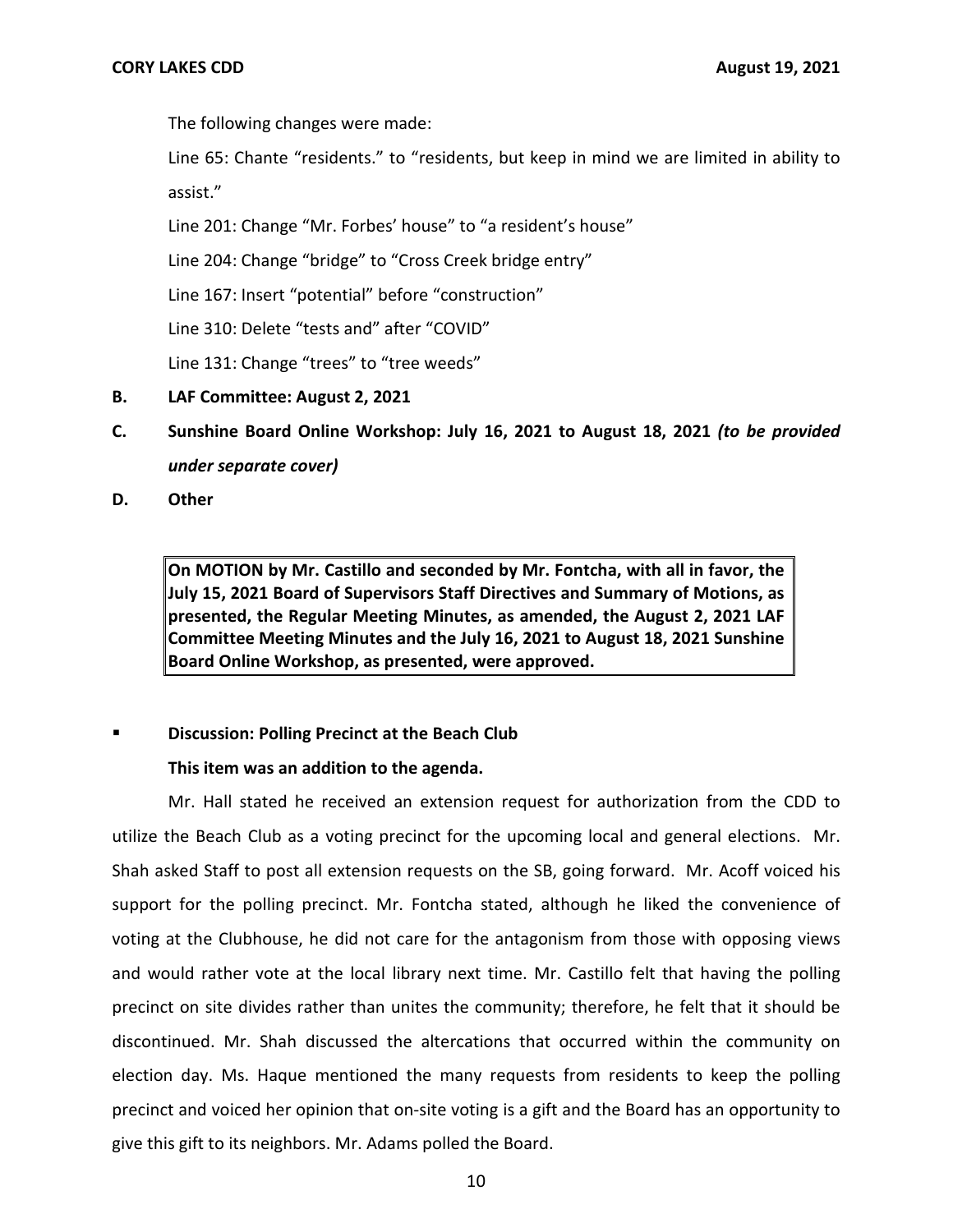The following changes were made:

Line 65: Chante "residents." to "residents, but keep in mind we are limited in ability to assist."

Line 201: Change "Mr. Forbes' house" to "a resident's house"

Line 204: Change "bridge" to "Cross Creek bridge entry"

Line 167: Insert "potential" before "construction"

Line 310: Delete "tests and" after "COVID"

Line 131: Change "trees" to "tree weeds"

**B. LAF Committee: August 2, 2021**

**C. Sunshine Board Online Workshop: July 16, 2021 to August 18, 2021** ***(to be provided under separate cover)***

**D. Other**

> **On MOTION by Mr. Castillo and seconded by Mr. Fontcha, with all in favor, the July 15, 2021 Board of Supervisors Staff Directives and Summary of Motions, as presented, the Regular Meeting Minutes, as amended, the August 2, 2021 LAF Committee Meeting Minutes and the July 16, 2021 to August 18, 2021 Sunshine Board Online Workshop, as presented, were approved.**

- **Discussion: Polling Precinct at the Beach Club**

**This item was an addition to the agenda.**

Mr. Hall stated he received an extension request for authorization from the CDD to utilize the Beach Club as a voting precinct for the upcoming local and general elections. Mr. Shah asked Staff to post all extension requests on the SB, going forward. Mr. Acoff voiced his support for the polling precinct. Mr. Fontcha stated, although he liked the convenience of voting at the Clubhouse, he did not care for the antagonism from those with opposing views and would rather vote at the local library next time. Mr. Castillo felt that having the polling precinct on site divides rather than unites the community; therefore, he felt that it should be discontinued. Mr. Shah discussed the altercations that occurred within the community on election day. Ms. Haque mentioned the many requests from residents to keep the polling precinct and voiced her opinion that on-site voting is a gift and the Board has an opportunity to give this gift to its neighbors. Mr. Adams polled the Board.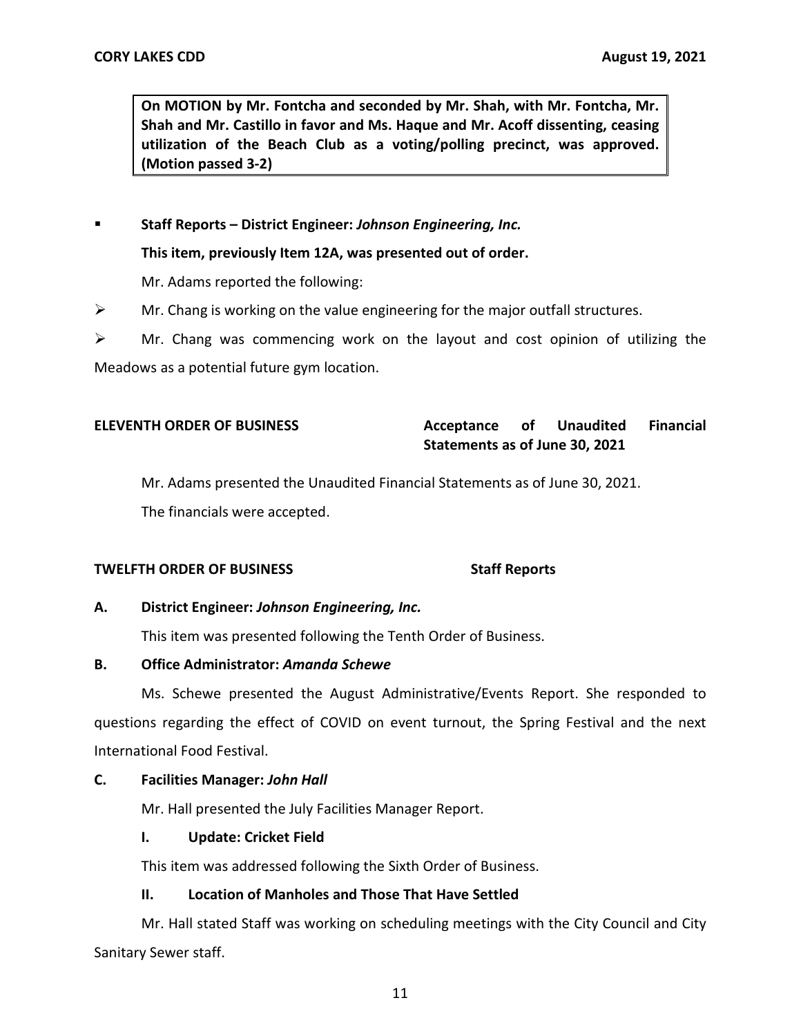**On MOTION by Mr. Fontcha and seconded by Mr. Shah, with Mr. Fontcha, Mr. Shah and Mr. Castillo in favor and Ms. Haque and Mr. Acoff dissenting, ceasing utilization of the Beach Club as a voting/polling precinct, was approved. (Motion passed 3-2)**

- **Staff Reports – District Engineer:** ***Johnson Engineering, Inc.***

  **This item, previously Item 12A, was presented out of order.**

  Mr. Adams reported the following:

➢ Mr. Chang is working on the value engineering for the major outfall structures.

➢ Mr. Chang was commencing work on the layout and cost opinion of utilizing the Meadows as a potential future gym location.

**ELEVENTH ORDER OF BUSINESS** **Acceptance of Unaudited Financial Statements as of June 30, 2021**

Mr. Adams presented the Unaudited Financial Statements as of June 30, 2021.

The financials were accepted.

**TWELFTH ORDER OF BUSINESS** **Staff Reports**

**A. District Engineer:** ***Johnson Engineering, Inc.***

This item was presented following the Tenth Order of Business.

**B. Office Administrator:** ***Amanda Schewe***

Ms. Schewe presented the August Administrative/Events Report. She responded to questions regarding the effect of COVID on event turnout, the Spring Festival and the next International Food Festival.

**C. Facilities Manager:** ***John Hall***

Mr. Hall presented the July Facilities Manager Report.

**I. Update: Cricket Field**

This item was addressed following the Sixth Order of Business.

**II. Location of Manholes and Those That Have Settled**

Mr. Hall stated Staff was working on scheduling meetings with the City Council and City Sanitary Sewer staff.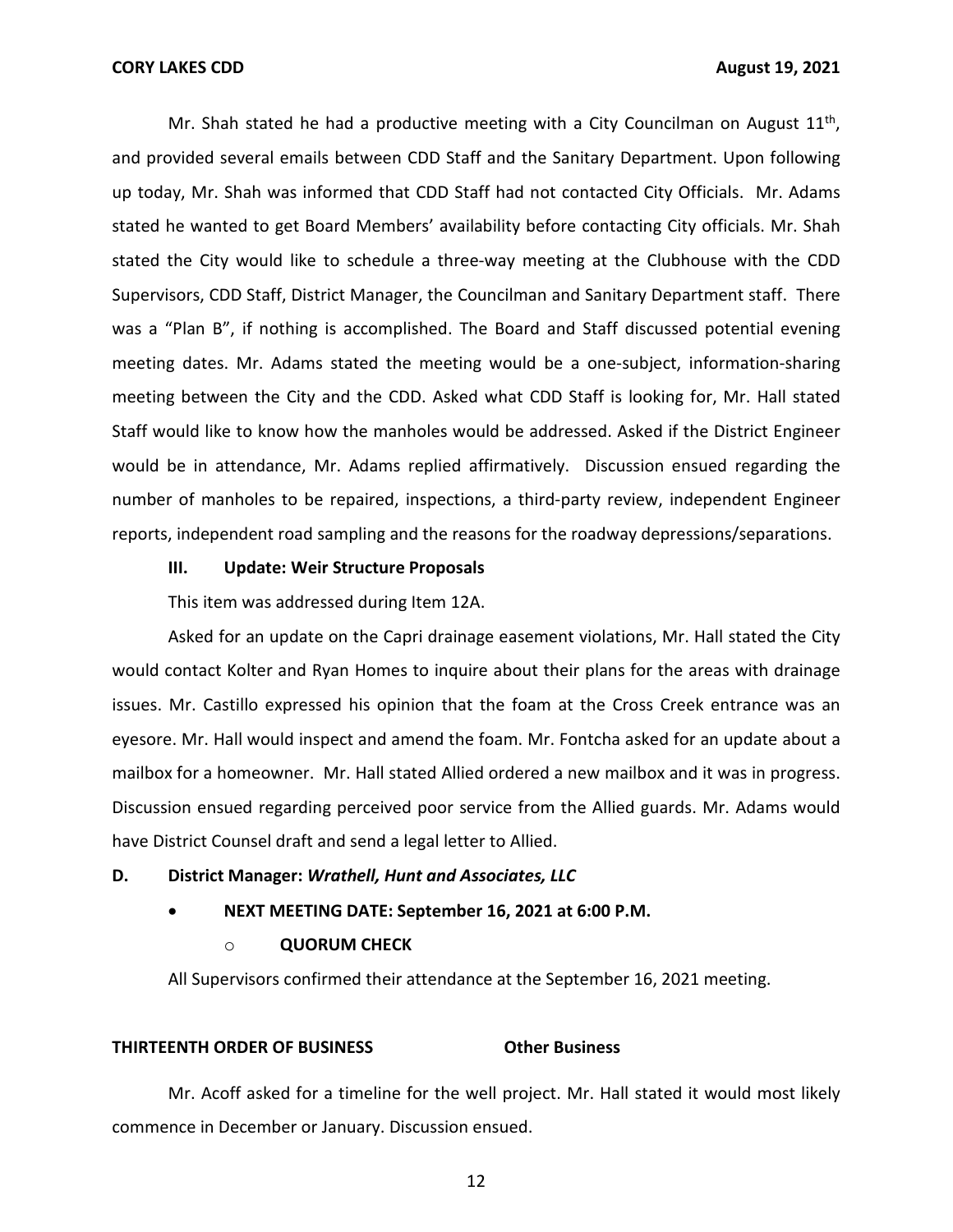Mr. Shah stated he had a productive meeting with a City Councilman on August 11th, and provided several emails between CDD Staff and the Sanitary Department. Upon following up today, Mr. Shah was informed that CDD Staff had not contacted City Officials. Mr. Adams stated he wanted to get Board Members' availability before contacting City officials. Mr. Shah stated the City would like to schedule a three-way meeting at the Clubhouse with the CDD Supervisors, CDD Staff, District Manager, the Councilman and Sanitary Department staff. There was a "Plan B", if nothing is accomplished. The Board and Staff discussed potential evening meeting dates. Mr. Adams stated the meeting would be a one-subject, information-sharing meeting between the City and the CDD. Asked what CDD Staff is looking for, Mr. Hall stated Staff would like to know how the manholes would be addressed. Asked if the District Engineer would be in attendance, Mr. Adams replied affirmatively. Discussion ensued regarding the number of manholes to be repaired, inspections, a third-party review, independent Engineer reports, independent road sampling and the reasons for the roadway depressions/separations.

**III. Update: Weir Structure Proposals**

This item was addressed during Item 12A.

Asked for an update on the Capri drainage easement violations, Mr. Hall stated the City would contact Kolter and Ryan Homes to inquire about their plans for the areas with drainage issues. Mr. Castillo expressed his opinion that the foam at the Cross Creek entrance was an eyesore. Mr. Hall would inspect and amend the foam. Mr. Fontcha asked for an update about a mailbox for a homeowner. Mr. Hall stated Allied ordered a new mailbox and it was in progress. Discussion ensued regarding perceived poor service from the Allied guards. Mr. Adams would have District Counsel draft and send a legal letter to Allied.

**D. District Manager: *Wrathell, Hunt and Associates, LLC***

- **NEXT MEETING DATE: September 16, 2021 at 6:00 P.M.**
  - **QUORUM CHECK**

All Supervisors confirmed their attendance at the September 16, 2021 meeting.

**THIRTEENTH ORDER OF BUSINESS Other Business**

Mr. Acoff asked for a timeline for the well project. Mr. Hall stated it would most likely commence in December or January. Discussion ensued.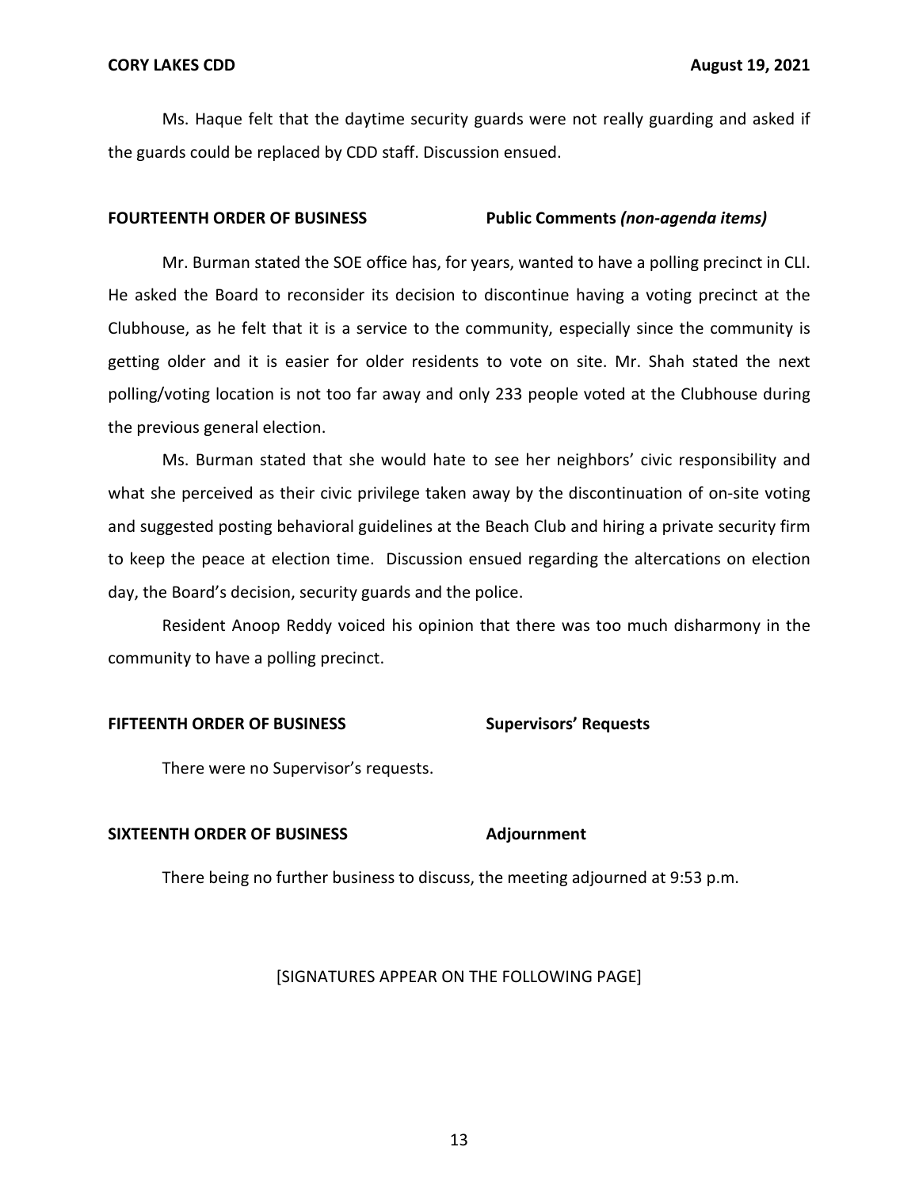Ms. Haque felt that the daytime security guards were not really guarding and asked if the guards could be replaced by CDD staff. Discussion ensued.

**FOURTEENTH ORDER OF BUSINESS** **Public Comments *(non-agenda items)***

Mr. Burman stated the SOE office has, for years, wanted to have a polling precinct in CLI. He asked the Board to reconsider its decision to discontinue having a voting precinct at the Clubhouse, as he felt that it is a service to the community, especially since the community is getting older and it is easier for older residents to vote on site. Mr. Shah stated the next polling/voting location is not too far away and only 233 people voted at the Clubhouse during the previous general election.

Ms. Burman stated that she would hate to see her neighbors' civic responsibility and what she perceived as their civic privilege taken away by the discontinuation of on-site voting and suggested posting behavioral guidelines at the Beach Club and hiring a private security firm to keep the peace at election time. Discussion ensued regarding the altercations on election day, the Board's decision, security guards and the police.

Resident Anoop Reddy voiced his opinion that there was too much disharmony in the community to have a polling precinct.

**FIFTEENTH ORDER OF BUSINESS** **Supervisors' Requests**

There were no Supervisor's requests.

**SIXTEENTH ORDER OF BUSINESS** **Adjournment**

There being no further business to discuss, the meeting adjourned at 9:53 p.m.

[SIGNATURES APPEAR ON THE FOLLOWING PAGE]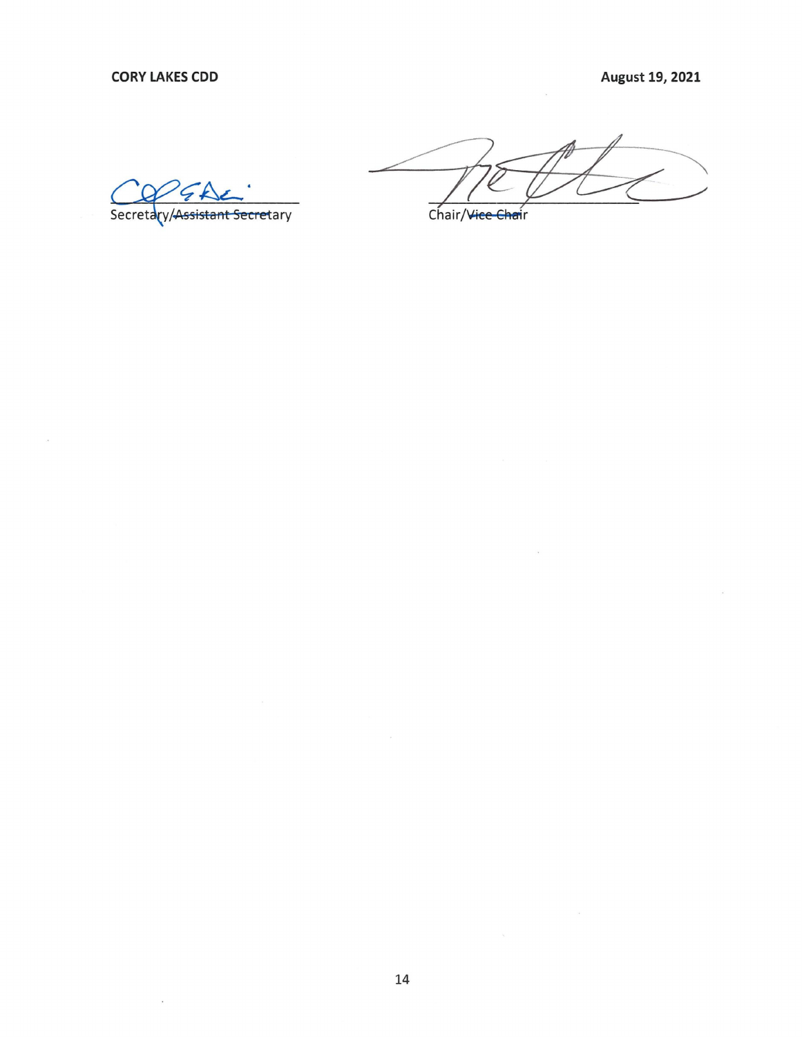**CORY LAKES CDD** **August 19, 2021**

\_\_\_\_\_\_\_\_\_\_\_\_\_\_\_\_\_\_\_\_\_\_\_\_\_\_\_\_\_\_\_\_\_\_\_\_
Secretary/~~Assistant Secretary~~

\_\_\_\_\_\_\_\_\_\_\_\_\_\_\_\_\_\_\_\_\_\_\_\_\_\_\_\_\_\_\_\_\_\_\_\_
Chair/~~Vice Chair~~